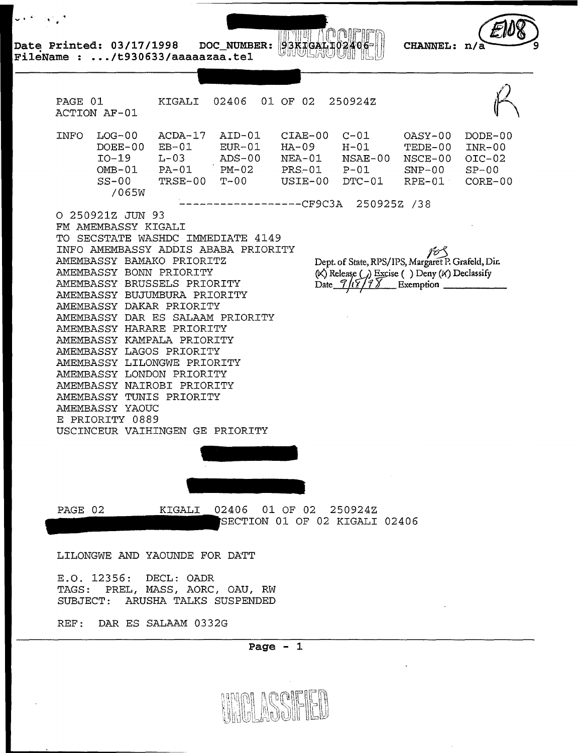Date Printed: 03/17/1998 DOC_NUMBER: 93KIGALI02406 CHANNEL: n/a

FileName : .../t930633/aaaaazaa.tel

E108

PAGE 01 KIGALI 02406 01 OF 02 250924Z
ACTION AF-01

| INFO | LOG-00 | ACDA-17 | AID-01 | CIAE-00 | C-01 | OASY-00 | DODE-00 |
|---|---|---|---|---|---|---|---|
| | DOEE-00 | EB-01 | EUR-01 | HA-09 | H-01 | TEDE-00 | INR-00 |
| | IO-19 | L-03 | ADS-00 | NEA-01 | NSAE-00 | NSCE-00 | OIC-02 |
| | OMB-01 | PA-01 | PM-02 | PRS-01 | P-01 | SNP-00 | SP-00 |
| | SS-00 | TRSE-00 | T-00 | USIE-00 | DTC-01 | RPE-01 | CORE-00 |
| | /065W | | | | | | |

------------------CF9C3A 250925Z /38

O 250921Z JUN 93
FM AMEMBASSY KIGALI
TO SECSTATE WASHDC IMMEDIATE 4149
INFO AMEMBASSY ADDIS ABABA PRIORITY
AMEMBASSY BAMAKO PRIORITZ
AMEMBASSY BONN PRIORITY
AMEMBASSY BRUSSELS PRIORITY
AMEMBASSY BUJUMBURA PRIORITY
AMEMBASSY DAKAR PRIORITY
AMEMBASSY DAR ES SALAAM PRIORITY
AMEMBASSY HARARE PRIORITY
AMEMBASSY KAMPALA PRIORITY
AMEMBASSY LAGOS PRIORITY
AMEMBASSY LILONGWE PRIORITY
AMEMBASSY LONDON PRIORITY
AMEMBASSY NAIROBI PRIORITY
AMEMBASSY TUNIS PRIORITY
AMEMBASSY YAOUC
E PRIORITY 0889
USCINCEUR VAIHINGEN GE PRIORITY

Dept. of State, RPS/IPS, Margaret P. Grafeld, Dir.
(X) Release ( ) Excise ( ) Deny (X) Declassify
Date 7/18/98 Exemption

PAGE 02 KIGALI 02406 01 OF 02 250924Z
SECTION 01 OF 02 KIGALI 02406

LILONGWE AND YAOUNDE FOR DATT

E.O. 12356: DECL: OADR
TAGS: PREL, MASS, AORC, OAU, RW
SUBJECT: ARUSHA TALKS SUSPENDED

REF: DAR ES SALAAM 0332G

UNCLASSIFIED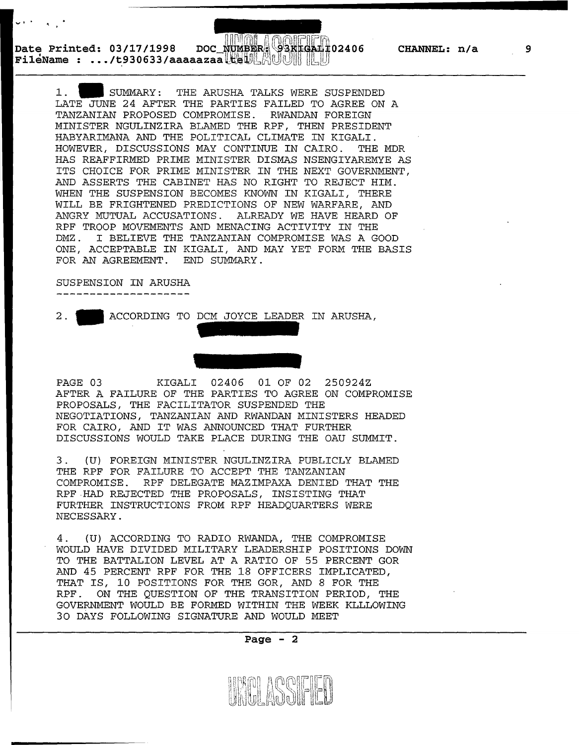1. SUMMARY: THE ARUSHA TALKS WERE SUSPENDED LATE JUNE 24 AFTER THE PARTIES FAILED TO AGREE ON A TANZANIAN PROPOSED COMPROMISE. RWANDAN FOREIGN MINISTER NGULINZIRA BLAMED THE RPF, THEN PRESIDENT HABYARIMANA AND THE POLITICAL CLIMATE IN KIGALI. HOWEVER, DISCUSSIONS MAY CONTINUE IN CAIRO. THE MDR HAS REAFFIRMED PRIME MINISTER DISMAS NSENGIYAREMYE AS ITS CHOICE FOR PRIME MINISTER IN THE NEXT GOVERNMENT, AND ASSERTS THE CABINET HAS NO RIGHT TO REJECT HIM. WHEN THE SUSPENSION BECOMES KNOWN IN KIGALI, THERE WILL BE FRIGHTENED PREDICTIONS OF NEW WARFARE, AND ANGRY MUTUAL ACCUSATIONS. ALREADY WE HAVE HEARD OF RPF TROOP MOVEMENTS AND MENACING ACTIVITY IN THE DMZ. I BELIEVE THE TANZANIAN COMPROMISE WAS A GOOD ONE, ACCEPTABLE IN KIGALI, AND MAY YET FORM THE BASIS FOR AN AGREEMENT. END SUMMARY.

SUSPENSION IN ARUSHA
--------------------

2. ACCORDING TO DCM JOYCE LEADER IN ARUSHA,

PAGE 03 KIGALI 02406 01 OF 02 250924Z

AFTER A FAILURE OF THE PARTIES TO AGREE ON COMPROMISE PROPOSALS, THE FACILITATOR SUSPENDED THE NEGOTIATIONS, TANZANIAN AND RWANDAN MINISTERS HEADED FOR CAIRO, AND IT WAS ANNOUNCED THAT FURTHER DISCUSSIONS WOULD TAKE PLACE DURING THE OAU SUMMIT.

3. (U) FOREIGN MINISTER NGULINZIRA PUBLICLY BLAMED THE RPF FOR FAILURE TO ACCEPT THE TANZANIAN COMPROMISE. RPF DELEGATE MAZIMPAXA DENIED THAT THE RPF HAD REJECTED THE PROPOSALS, INSISTING THAT FURTHER INSTRUCTIONS FROM RPF HEADQUARTERS WERE NECESSARY.

4. (U) ACCORDING TO RADIO RWANDA, THE COMPROMISE WOULD HAVE DIVIDED MILITARY LEADERSHIP POSITIONS DOWN TO THE BATTALION LEVEL AT A RATIO OF 55 PERCENT GOR AND 45 PERCENT RPF FOR THE 18 OFFICERS IMPLICATED, THAT IS, 10 POSITIONS FOR THE GOR, AND 8 FOR THE RPF. ON THE QUESTION OF THE TRANSITION PERIOD, THE GOVERNMENT WOULD BE FORMED WITHIN THE WEEK KLLLOWING 30 DAYS FOLLOWING SIGNATURE AND WOULD MEET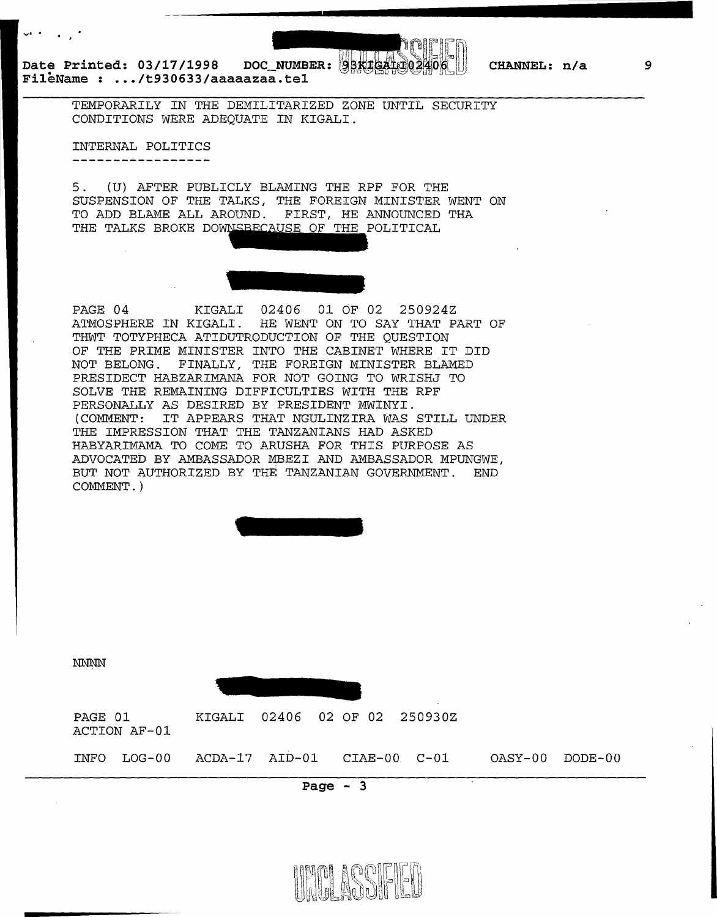TEMPORARILY IN THE DEMILITARIZED ZONE UNTIL SECURITY CONDITIONS WERE ADEQUATE IN KIGALI.

INTERNAL POLITICS
-----------------

5. (U) AFTER PUBLICLY BLAMING THE RPF FOR THE SUSPENSION OF THE TALKS, THE FOREIGN MINISTER WENT ON TO ADD BLAME ALL AROUND. FIRST, HE ANNOUNCED THA THE TALKS BROKE DOWNSBECAUSE OF THE POLITICAL

PAGE 04 KIGALI 02406 01 OF 02 250924Z
ATMOSPHERE IN KIGALI. HE WENT ON TO SAY THAT PART OF THWT TOTYPHECA ATIDUTRODUCTION OF THE QUESTION OF THE PRIME MINISTER INTO THE CABINET WHERE IT DID NOT BELONG. FINALLY, THE FOREIGN MINISTER BLAMED PRESIDECT HABZARIMANA FOR NOT GOING TO WRISHJ TO SOLVE THE REMAINING DIFFICULTIES WITH THE RPF PERSONALLY AS DESIRED BY PRESIDENT MWINYI. (COMMENT: IT APPEARS THAT NGULINZIRA WAS STILL UNDER THE IMPRESSION THAT THE TANZANIANS HAD ASKED HABYARIMAMA TO COME TO ARUSHA FOR THIS PURPOSE AS ADVOCATED BY AMBASSADOR MBEZI AND AMBASSADOR MPUNGWE, BUT NOT AUTHORIZED BY THE TANZANIAN GOVERNMENT. END COMMENT.)

NNNN

PAGE 01 KIGALI 02406 02 OF 02 250930Z
ACTION AF-01

INFO LOG-00 ACDA-17 AID-01 CIAE-00 C-01 OASY-00 DODE-00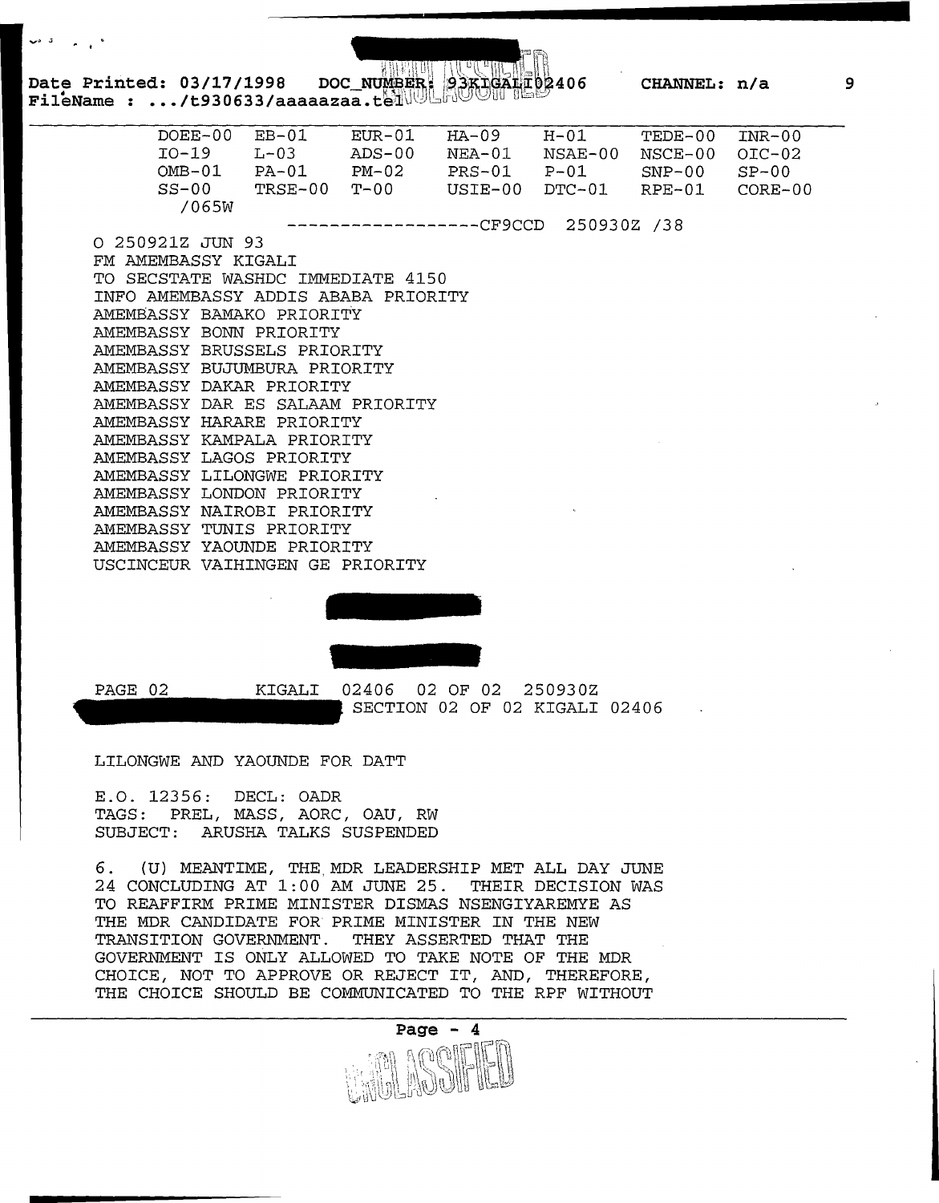Date Printed: 03/17/1998 DOC_NUMBER: 93KIGALI02406 CHANNEL: n/a

FileName : .../t930633/aaaaazaa.tel

| | | | | | | |
|---|---|---|---|---|---|---|
| DOEE-00 | EB-01 | EUR-01 | HA-09 | H-01 | TEDE-00 | INR-00 |
| IO-19 | L-03 | ADS-00 | NEA-01 | NSAE-00 | NSCE-00 | OIC-02 |
| OMB-01 | PA-01 | PM-02 | PRS-01 | P-01 | SNP-00 | SP-00 |
| SS-00 | TRSE-00 | T-00 | USIE-00 | DTC-01 | RPE-01 | CORE-00 |
| /065W | | | | | | |

------------------CF9CCD 250930Z /38

O 250921Z JUN 93
FM AMEMBASSY KIGALI
TO SECSTATE WASHDC IMMEDIATE 4150
INFO AMEMBASSY ADDIS ABABA PRIORITY
AMEMBASSY BAMAKO PRIORITY
AMEMBASSY BONN PRIORITY
AMEMBASSY BRUSSELS PRIORITY
AMEMBASSY BUJUMBURA PRIORITY
AMEMBASSY DAKAR PRIORITY
AMEMBASSY DAR ES SALAAM PRIORITY
AMEMBASSY HARARE PRIORITY
AMEMBASSY KAMPALA PRIORITY
AMEMBASSY LAGOS PRIORITY
AMEMBASSY LILONGWE PRIORITY
AMEMBASSY LONDON PRIORITY
AMEMBASSY NAIROBI PRIORITY
AMEMBASSY TUNIS PRIORITY
AMEMBASSY YAOUNDE PRIORITY
USCINCEUR VAIHINGEN GE PRIORITY

PAGE 02 KIGALI 02406 02 OF 02 250930Z

SECTION 02 OF 02 KIGALI 02406

LILONGWE AND YAOUNDE FOR DATT

E.O. 12356: DECL: OADR
TAGS: PREL, MASS, AORC, OAU, RW
SUBJECT: ARUSHA TALKS SUSPENDED

6. (U) MEANTIME, THE MDR LEADERSHIP MET ALL DAY JUNE 24 CONCLUDING AT 1:00 AM JUNE 25. THEIR DECISION WAS TO REAFFIRM PRIME MINISTER DISMAS NSENGIYAREMYE AS THE MDR CANDIDATE FOR PRIME MINISTER IN THE NEW TRANSITION GOVERNMENT. THEY ASSERTED THAT THE GOVERNMENT IS ONLY ALLOWED TO TAKE NOTE OF THE MDR CHOICE, NOT TO APPROVE OR REJECT IT, AND, THEREFORE, THE CHOICE SHOULD BE COMMUNICATED TO THE RPF WITHOUT

UNCLASSIFIED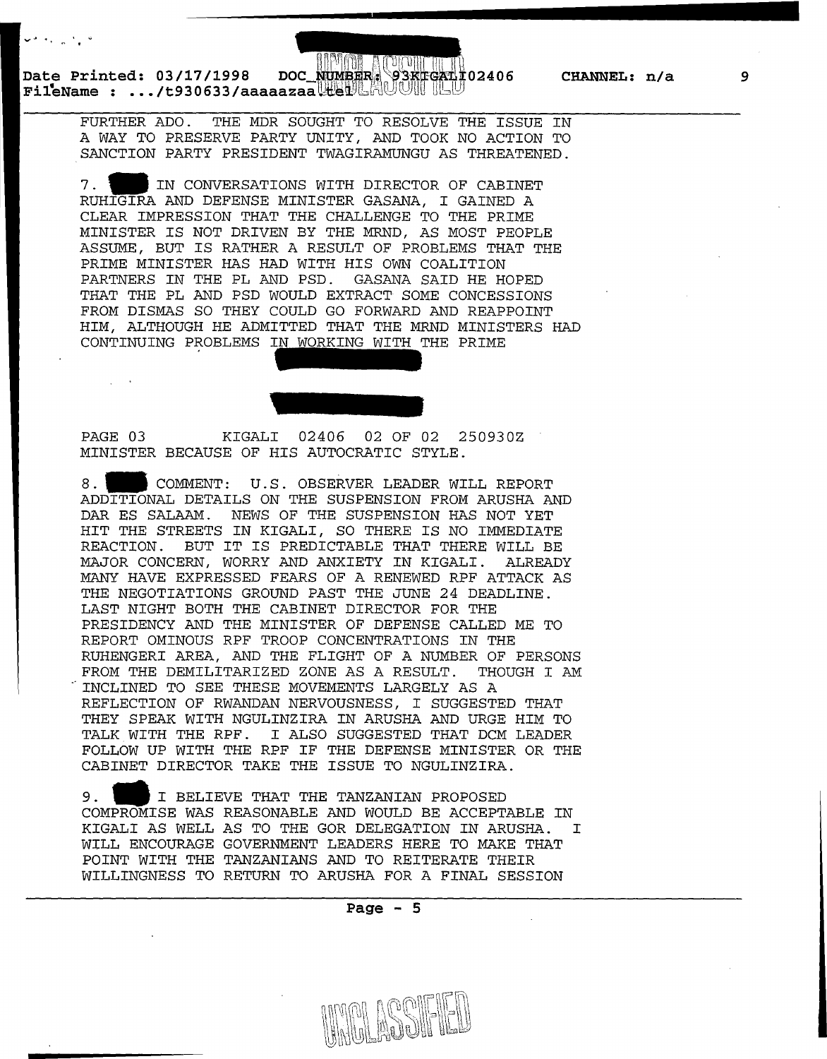FURTHER ADO. THE MDR SOUGHT TO RESOLVE THE ISSUE IN A WAY TO PRESERVE PARTY UNITY, AND TOOK NO ACTION TO SANCTION PARTY PRESIDENT TWAGIRAMUNGU AS THREATENED.

7. IN CONVERSATIONS WITH DIRECTOR OF CABINET RUHIGIRA AND DEFENSE MINISTER GASANA, I GAINED A CLEAR IMPRESSION THAT THE CHALLENGE TO THE PRIME MINISTER IS NOT DRIVEN BY THE MRND, AS MOST PEOPLE ASSUME, BUT IS RATHER A RESULT OF PROBLEMS THAT THE PRIME MINISTER HAS HAD WITH HIS OWN COALITION PARTNERS IN THE PL AND PSD. GASANA SAID HE HOPED THAT THE PL AND PSD WOULD EXTRACT SOME CONCESSIONS FROM DISMAS SO THEY COULD GO FORWARD AND REAPPOINT HIM, ALTHOUGH HE ADMITTED THAT THE MRND MINISTERS HAD CONTINUING PROBLEMS IN WORKING WITH THE PRIME

PAGE 03 KIGALI 02406 02 OF 02 250930Z

MINISTER BECAUSE OF HIS AUTOCRATIC STYLE.

8. COMMENT: U.S. OBSERVER LEADER WILL REPORT ADDITIONAL DETAILS ON THE SUSPENSION FROM ARUSHA AND DAR ES SALAAM. NEWS OF THE SUSPENSION HAS NOT YET HIT THE STREETS IN KIGALI, SO THERE IS NO IMMEDIATE REACTION. BUT IT IS PREDICTABLE THAT THERE WILL BE MAJOR CONCERN, WORRY AND ANXIETY IN KIGALI. ALREADY MANY HAVE EXPRESSED FEARS OF A RENEWED RPF ATTACK AS THE NEGOTIATIONS GROUND PAST THE JUNE 24 DEADLINE. LAST NIGHT BOTH THE CABINET DIRECTOR FOR THE PRESIDENCY AND THE MINISTER OF DEFENSE CALLED ME TO REPORT OMINOUS RPF TROOP CONCENTRATIONS IN THE RUHENGERI AREA, AND THE FLIGHT OF A NUMBER OF PERSONS FROM THE DEMILITARIZED ZONE AS A RESULT. THOUGH I AM INCLINED TO SEE THESE MOVEMENTS LARGELY AS A REFLECTION OF RWANDAN NERVOUSNESS, I SUGGESTED THAT THEY SPEAK WITH NGULINZIRA IN ARUSHA AND URGE HIM TO TALK WITH THE RPF. I ALSO SUGGESTED THAT DCM LEADER FOLLOW UP WITH THE RPF IF THE DEFENSE MINISTER OR THE CABINET DIRECTOR TAKE THE ISSUE TO NGULINZIRA.

9. I BELIEVE THAT THE TANZANIAN PROPOSED COMPROMISE WAS REASONABLE AND WOULD BE ACCEPTABLE IN KIGALI AS WELL AS TO THE GOR DELEGATION IN ARUSHA. I WILL ENCOURAGE GOVERNMENT LEADERS HERE TO MAKE THAT POINT WITH THE TANZANIANS AND TO REITERATE THEIR WILLINGNESS TO RETURN TO ARUSHA FOR A FINAL SESSION

UNCLASSIFIED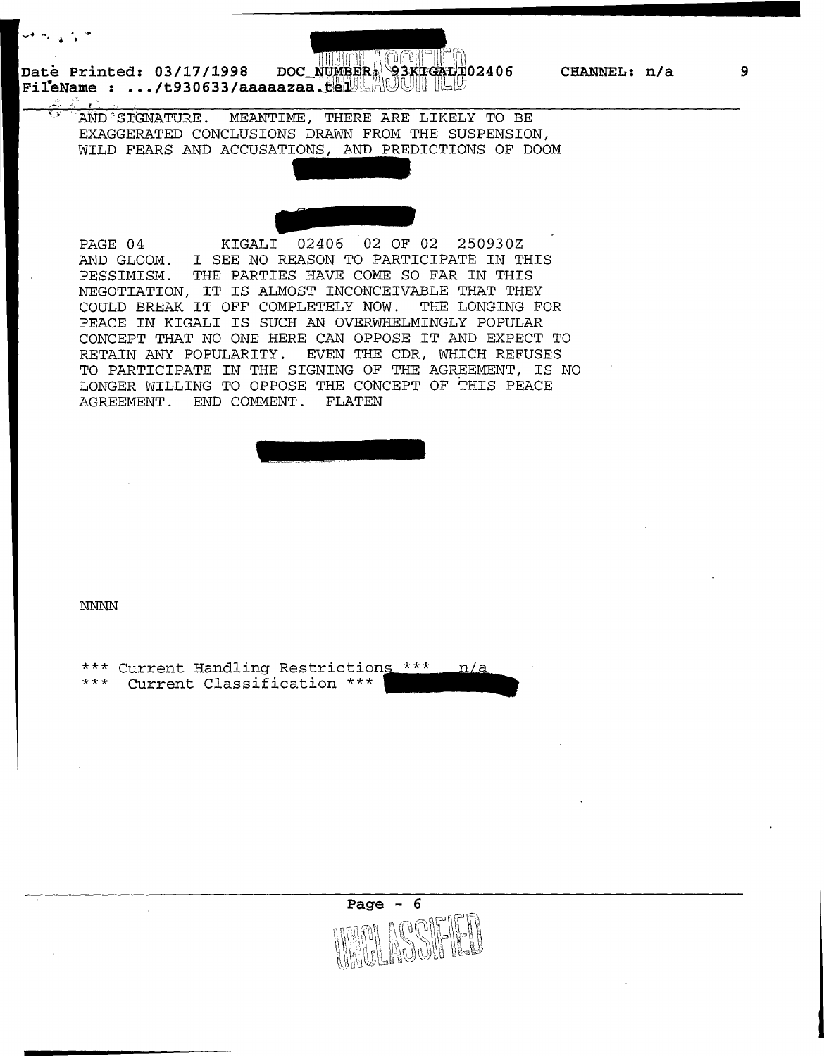AND SIGNATURE. MEANTIME, THERE ARE LIKELY TO BE EXAGGERATED CONCLUSIONS DRAWN FROM THE SUSPENSION, WILD FEARS AND ACCUSATIONS, AND PREDICTIONS OF DOOM

PAGE 04 KIGALI 02406 02 OF 02 250930Z

AND GLOOM. I SEE NO REASON TO PARTICIPATE IN THIS PESSIMISM. THE PARTIES HAVE COME SO FAR IN THIS NEGOTIATION, IT IS ALMOST INCONCEIVABLE THAT THEY COULD BREAK IT OFF COMPLETELY NOW. THE LONGING FOR PEACE IN KIGALI IS SUCH AN OVERWHELMINGLY POPULAR CONCEPT THAT NO ONE HERE CAN OPPOSE IT AND EXPECT TO RETAIN ANY POPULARITY. EVEN THE CDR, WHICH REFUSES TO PARTICIPATE IN THE SIGNING OF THE AGREEMENT, IS NO LONGER WILLING TO OPPOSE THE CONCEPT OF THIS PEACE AGREEMENT. END COMMENT. FLATEN

NNNN

*** Current Handling Restrictions *** n/a
*** Current Classification ***

UNCLASSIFIED